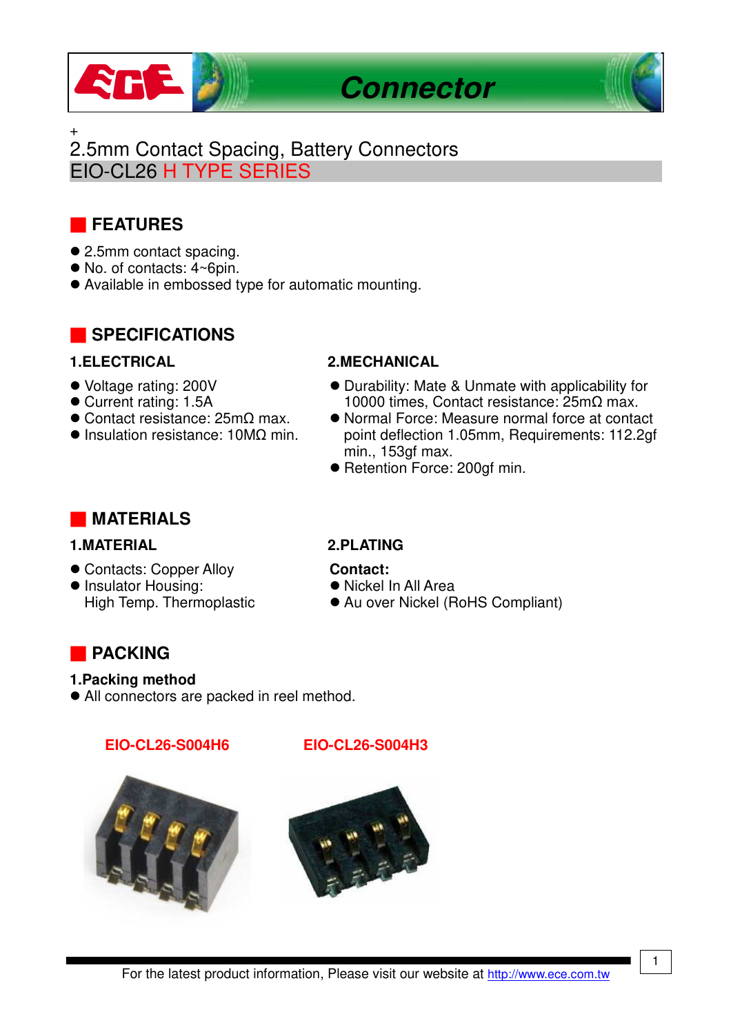# Connector

+

## 2.5mm Contact Spacing, Battery Connectors

## EIO-CL26 H TYPE SERIES

## FEATURES

- 2.5mm contact spacing.
- No. of contacts: 4~6pin.
- Available in embossed type for automatic mounting.

## SPECIFICATIONS

### 1.ELECTRICAL

- Voltage rating: 200V
- Current rating: 1.5A
- Contact resistance: 25mΩ max.
- Insulation resistance: 10MΩ min.

### 2.MECHANICAL

- Durability: Mate & Unmate with applicability for 10000 times, Contact resistance: 25mΩ max.
- Normal Force: Measure normal force at contact point deflection 1.05mm, Requirements: 112.2gf min., 153gf max.
- Retention Force: 200gf min.

## MATERIALS

### 1.MATERIAL

- Contacts: Copper Alloy
- Insulator Housing: High Temp. Thermoplastic

### 2.PLATING

**Contact:**

- Nickel In All Area
- Au over Nickel (RoHS Compliant)

## PACKING

### 1.Packing method

- All connectors are packed in reel method.

**EIO-CL26-S004H6**

**EIO-CL26-S004H3**

For the latest product information, Please visit our website at http://www.ece.com.tw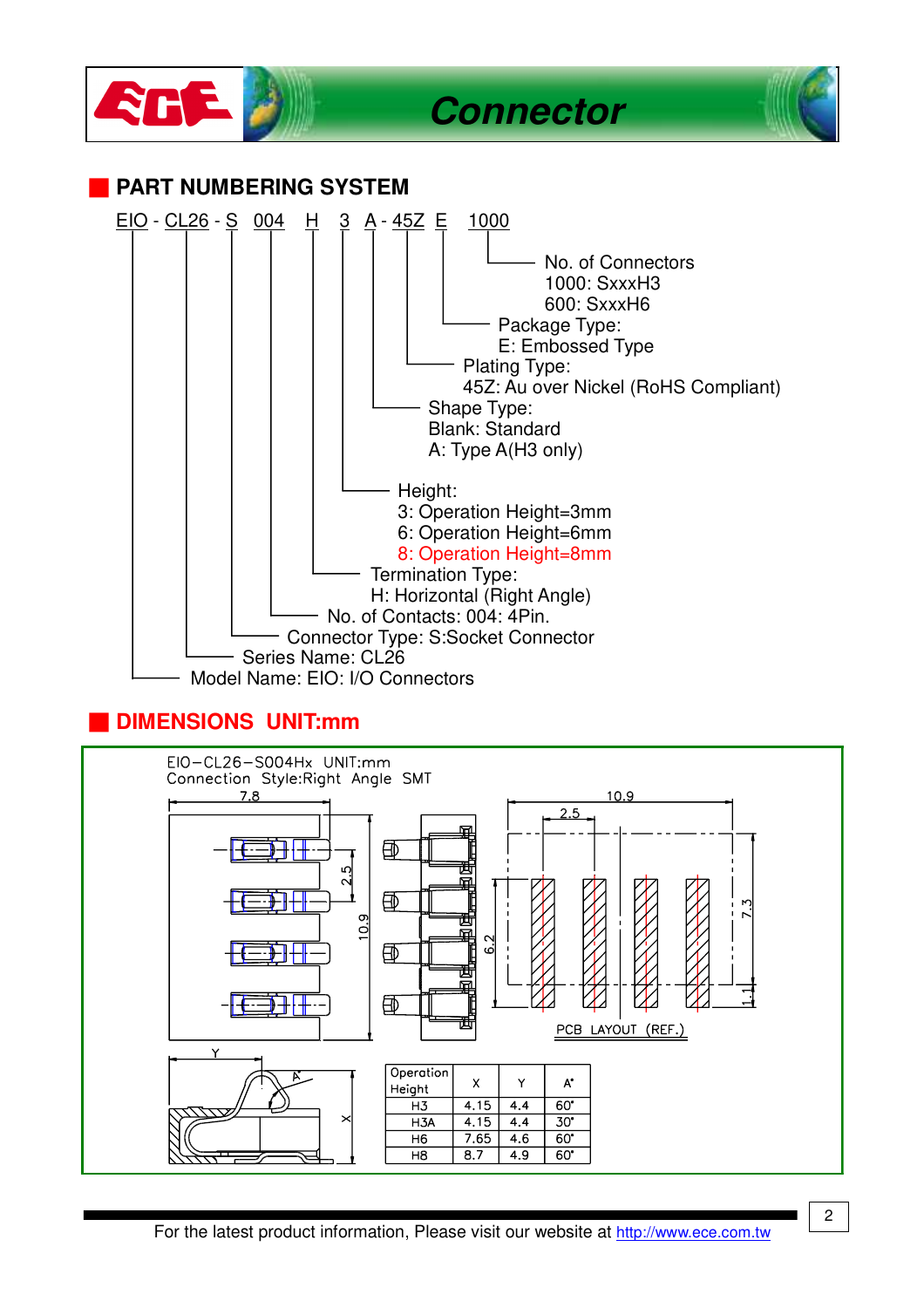## PART NUMBERING SYSTEM

EIO - CL26 - S 004 H 3 A - 45Z E 1000

- No. of Connectors
  - 1000: SxxxH3
  - 600: SxxxH6
- Package Type:
  - E: Embossed Type
- Plating Type:
  - 45Z: Au over Nickel (RoHS Compliant)
- Shape Type:
  - Blank: Standard
  - A: Type A(H3 only)
- Height:
  - 3: Operation Height=3mm
  - 6: Operation Height=6mm
  - 8: Operation Height=8mm
- Termination Type:
  - H: Horizontal (Right Angle)
- No. of Contacts: 004: 4Pin.
- Connector Type: S:Socket Connector
- Series Name: CL26
- Model Name: EIO: I/O Connectors

## DIMENSIONS UNIT:mm

EIO−CL26−S004Hx UNIT:mm
Connection Style:Right Angle SMT

7.8
2.5
10.9
10.9
2.5
6.2
7.3
1.1
PCB LAYOUT (REF.)
Y
A°
X

| Operation Height | X | Y | A° |
|---|---|---|---|
| H3 | 4.15 | 4.4 | 60° |
| H3A | 4.15 | 4.4 | 30° |
| H6 | 7.65 | 4.6 | 60° |
| H8 | 8.7 | 4.9 | 60° |

For the latest product information, Please visit our website at http://www.ece.com.tw